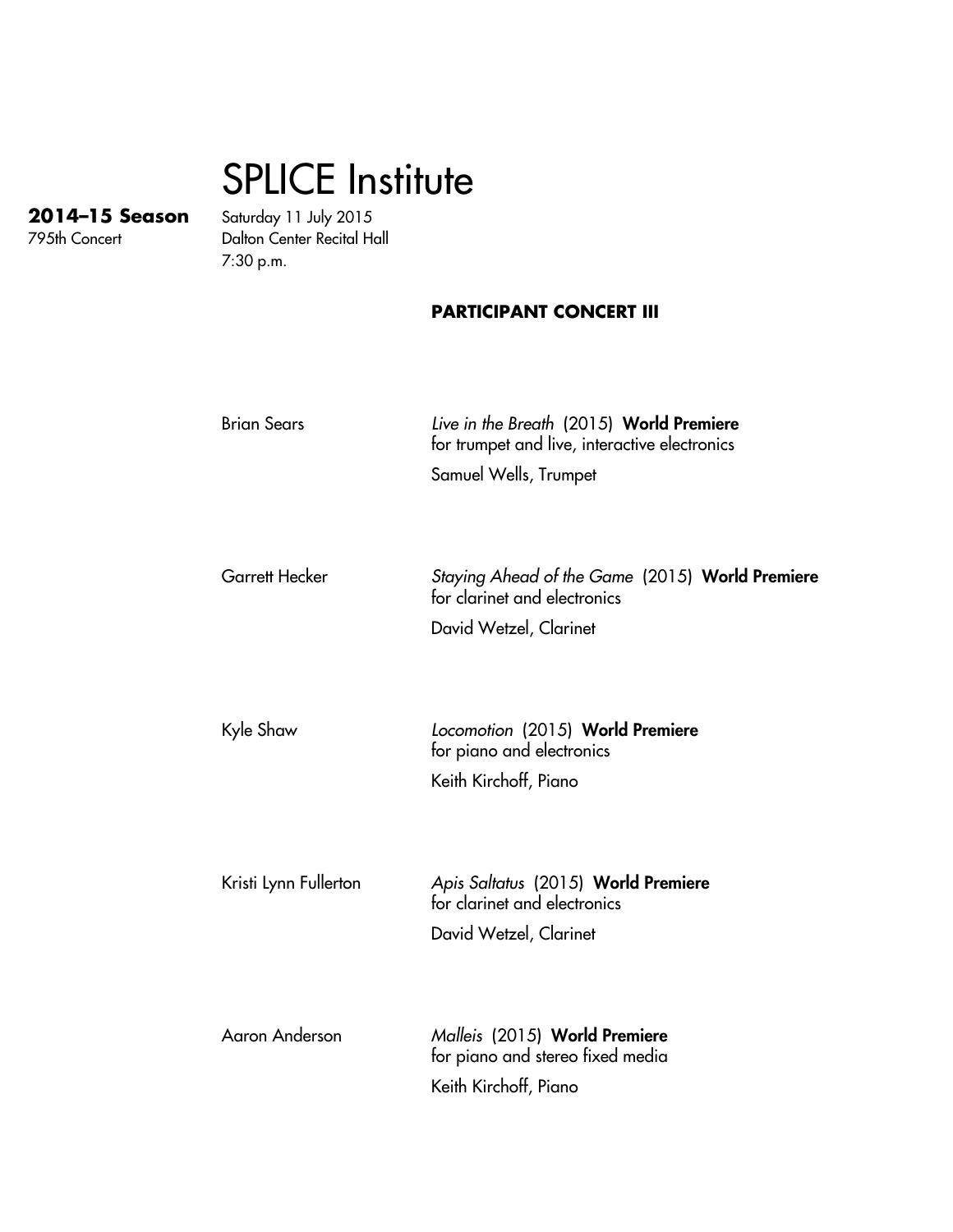# SPLICE Institute

**2014–15 Season**
795th Concert

Saturday 11 July 2015
Dalton Center Recital Hall
7:30 p.m.

**PARTICIPANT CONCERT III**

Brian Sears — *Live in the Breath* (2015) **World Premiere**
for trumpet and live, interactive electronics
Samuel Wells, Trumpet

Garrett Hecker — *Staying Ahead of the Game* (2015) **World Premiere**
for clarinet and electronics
David Wetzel, Clarinet

Kyle Shaw — *Locomotion* (2015) **World Premiere**
for piano and electronics
Keith Kirchoff, Piano

Kristi Lynn Fullerton — *Apis Saltatus* (2015) **World Premiere**
for clarinet and electronics
David Wetzel, Clarinet

Aaron Anderson — *Malleis* (2015) **World Premiere**
for piano and stereo fixed media
Keith Kirchoff, Piano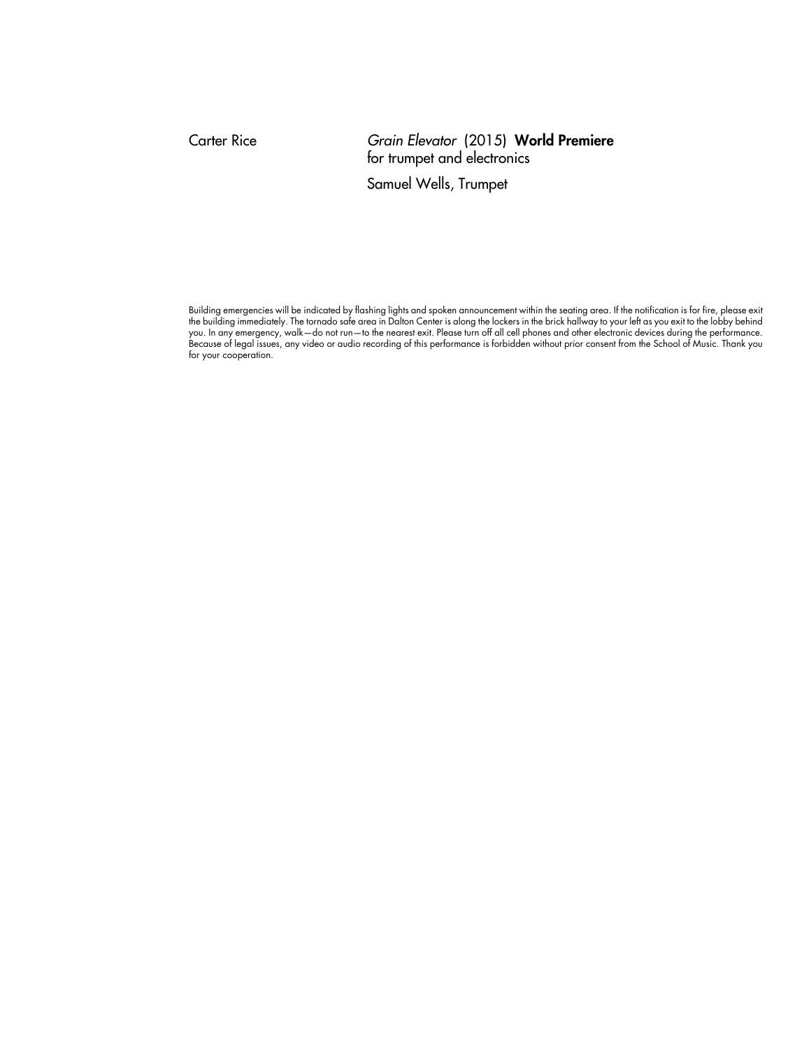Carter Rice

*Grain Elevator* (2015) **World Premiere**
for trumpet and electronics

Samuel Wells, Trumpet

Building emergencies will be indicated by flashing lights and spoken announcement within the seating area. If the notification is for fire, please exit the building immediately. The tornado safe area in Dalton Center is along the lockers in the brick hallway to your left as you exit to the lobby behind you. In any emergency, walk—do not run—to the nearest exit. Please turn off all cell phones and other electronic devices during the performance. Because of legal issues, any video or audio recording of this performance is forbidden without prior consent from the School of Music. Thank you for your cooperation.